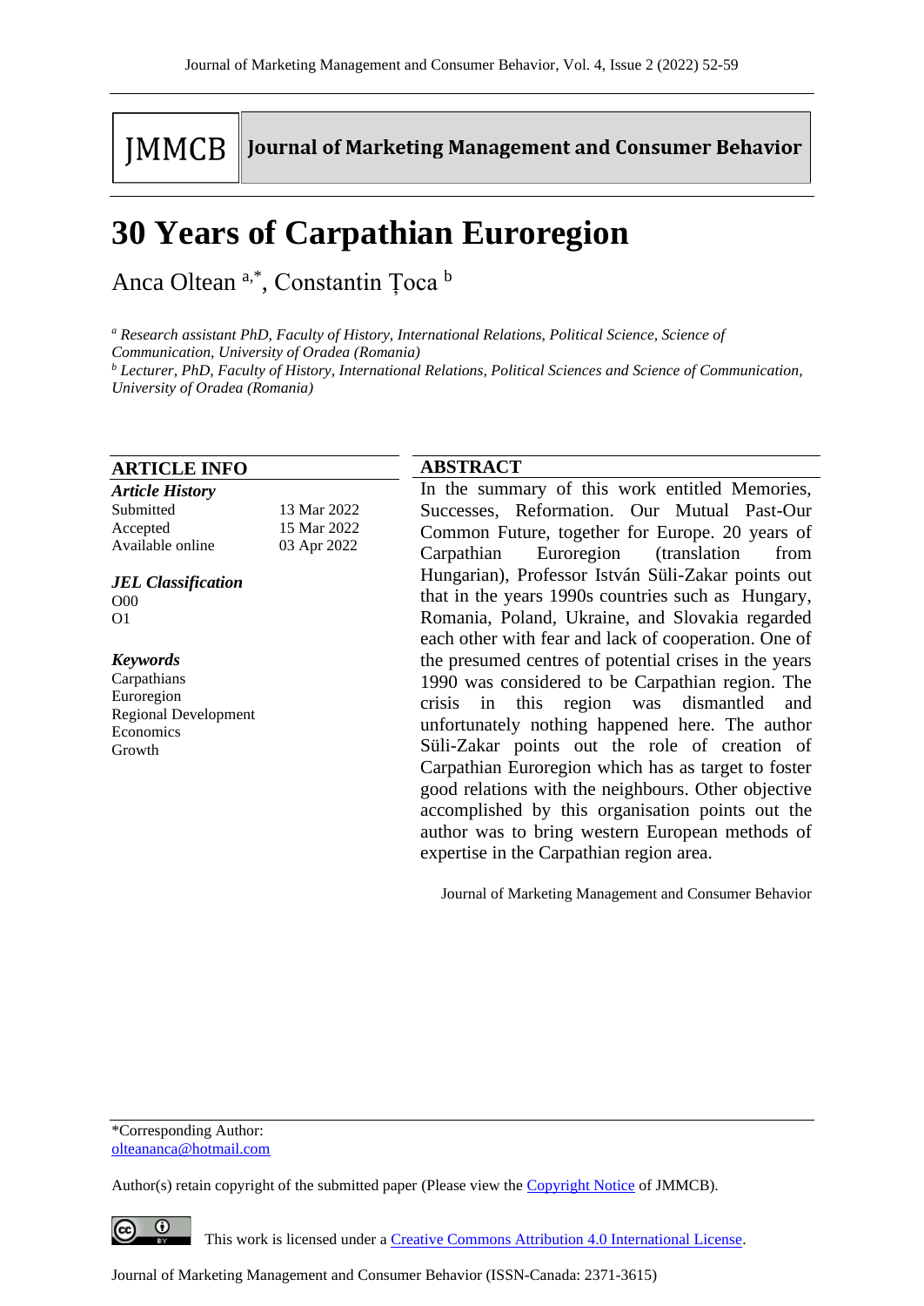JMMCB | Journal of Marketing Management and Consumer Behavior

# 30 Years of Carpathian Euroregion

Anca Oltean [a,*], Constantin Țoca [b]

[a] *Research assistant PhD, Faculty of History, International Relations, Political Science, Science of Communication, University of Oradea (Romania)*
[b] *Lecturer, PhD, Faculty of History, International Relations, Political Sciences and Science of Communication, University of Oradea (Romania)*

## ARTICLE INFO

***Article History***

| | |
|---|---|
| Submitted | 13 Mar 2022 |
| Accepted | 15 Mar 2022 |
| Available online | 03 Apr 2022 |

***JEL Classification***

O00
O1

***Keywords***

Carpathians
Euroregion
Regional Development
Economics
Growth

## ABSTRACT

In the summary of this work entitled Memories, Successes, Reformation. Our Mutual Past-Our Common Future, together for Europe. 20 years of Carpathian Euroregion (translation from Hungarian), Professor István Süli-Zakar points out that in the years 1990s countries such as Hungary, Romania, Poland, Ukraine, and Slovakia regarded each other with fear and lack of cooperation. One of the presumed centres of potential crises in the years 1990 was considered to be Carpathian region. The crisis in this region was dismantled and unfortunately nothing happened here. The author Süli-Zakar points out the role of creation of Carpathian Euroregion which has as target to foster good relations with the neighbours. Other objective accomplished by this organisation points out the author was to bring western European methods of expertise in the Carpathian region area.

Journal of Marketing Management and Consumer Behavior

*Corresponding Author:
olteananca@hotmail.com

Author(s) retain copyright of the submitted paper (Please view the Copyright Notice of JMMCB).

This work is licensed under a Creative Commons Attribution 4.0 International License.

Journal of Marketing Management and Consumer Behavior (ISSN-Canada: 2371-3615)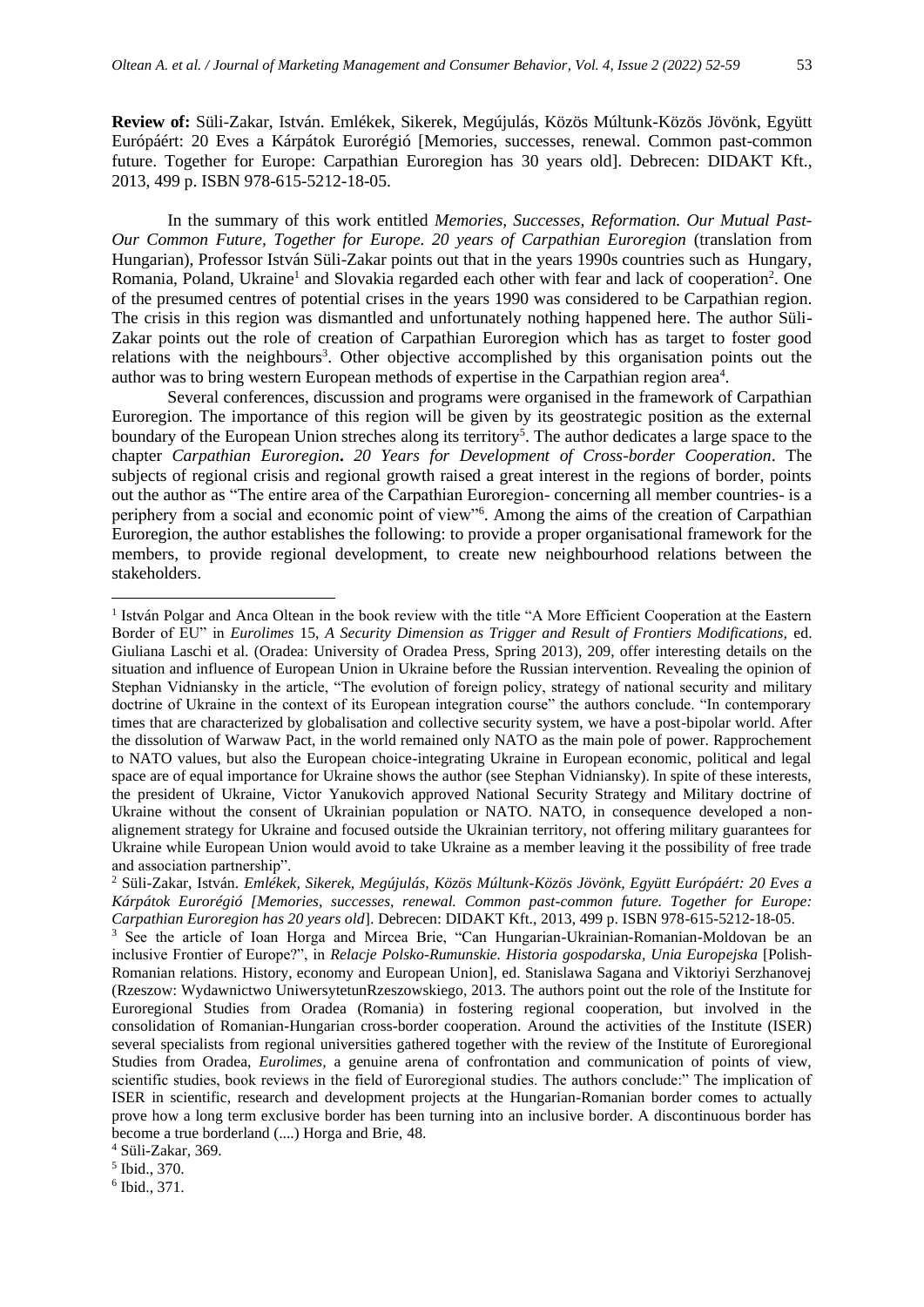**Review of:** Süli-Zakar, István. Emlékek, Sikerek, Megújulás, Közös Múltunk-Közös Jövönk, Együtt Európáért: 20 Eves a Kárpátok Eurorégió [Memories, successes, renewal. Common past-common future. Together for Europe: Carpathian Euroregion has 30 years old]. Debrecen: DIDAKT Kft., 2013, 499 p. ISBN 978-615-5212-18-05.

In the summary of this work entitled *Memories, Successes, Reformation. Our Mutual Past-Our Common Future, Together for Europe. 20 years of Carpathian Euroregion* (translation from Hungarian), Professor István Süli-Zakar points out that in the years 1990s countries such as Hungary, Romania, Poland, Ukraine[1] and Slovakia regarded each other with fear and lack of cooperation[2]. One of the presumed centres of potential crises in the years 1990 was considered to be Carpathian region. The crisis in this region was dismantled and unfortunately nothing happened here. The author Süli-Zakar points out the role of creation of Carpathian Euroregion which has as target to foster good relations with the neighbours[3]. Other objective accomplished by this organisation points out the author was to bring western European methods of expertise in the Carpathian region area[4].

Several conferences, discussion and programs were organised in the framework of Carpathian Euroregion. The importance of this region will be given by its geostrategic position as the external boundary of the European Union streches along its territory[5]. The author dedicates a large space to the chapter *Carpathian Euroregion***.** *20 Years for Development of Cross-border Cooperation*. The subjects of regional crisis and regional growth raised a great interest in the regions of border, points out the author as "The entire area of the Carpathian Euroregion- concerning all member countries- is a periphery from a social and economic point of view"[6]. Among the aims of the creation of Carpathian Euroregion, the author establishes the following: to provide a proper organisational framework for the members, to provide regional development, to create new neighbourhood relations between the stakeholders.

---

[1] István Polgar and Anca Oltean in the book review with the title "A More Efficient Cooperation at the Eastern Border of EU" in *Eurolimes* 15, *A Security Dimension as Trigger and Result of Frontiers Modifications,* ed. Giuliana Laschi et al. (Oradea: University of Oradea Press, Spring 2013), 209, offer interesting details on the situation and influence of European Union in Ukraine before the Russian intervention. Revealing the opinion of Stephan Vidniansky in the article, "The evolution of foreign policy, strategy of national security and military doctrine of Ukraine in the context of its European integration course" the authors conclude. "In contemporary times that are characterized by globalisation and collective security system, we have a post-bipolar world. After the dissolution of Warwaw Pact, in the world remained only NATO as the main pole of power. Rapprochement to NATO values, but also the European choice-integrating Ukraine in European economic, political and legal space are of equal importance for Ukraine shows the author (see Stephan Vidniansky). In spite of these interests, the president of Ukraine, Victor Yanukovich approved National Security Strategy and Military doctrine of Ukraine without the consent of Ukrainian population or NATO. NATO, in consequence developed a non-alignement strategy for Ukraine and focused outside the Ukrainian territory, not offering military guarantees for Ukraine while European Union would avoid to take Ukraine as a member leaving it the possibility of free trade and association partnership".

[2] Süli-Zakar, István. *Emlékek, Sikerek, Megújulás, Közös Múltunk-Közös Jövönk, Együtt Európáért: 20 Eves a Kárpátok Eurorégió [Memories, successes, renewal. Common past-common future. Together for Europe: Carpathian Euroregion has 20 years old*]. Debrecen: DIDAKT Kft., 2013, 499 p. ISBN 978-615-5212-18-05.

[3] See the article of Ioan Horga and Mircea Brie, "Can Hungarian-Ukrainian-Romanian-Moldovan be an inclusive Frontier of Europe?", in *Relacje Polsko-Rumunskie. Historia gospodarska, Unia Europejska* [Polish-Romanian relations. History, economy and European Union], ed. Stanislawa Sagana and Viktoriyi Serzhanovej (Rzeszow: Wydawnictwo UniwersytetunRzeszowskiego, 2013. The authors point out the role of the Institute for Euroregional Studies from Oradea (Romania) in fostering regional cooperation, but involved in the consolidation of Romanian-Hungarian cross-border cooperation. Around the activities of the Institute (ISER) several specialists from regional universities gathered together with the review of the Institute of Euroregional Studies from Oradea, *Eurolimes*, a genuine arena of confrontation and communication of points of view, scientific studies, book reviews in the field of Euroregional studies. The authors conclude:" The implication of ISER in scientific, research and development projects at the Hungarian-Romanian border comes to actually prove how a long term exclusive border has been turning into an inclusive border. A discontinuous border has become a true borderland (....) Horga and Brie, 48.

[4] Süli-Zakar, 369.

[5] Ibid., 370.

[6] Ibid., 371.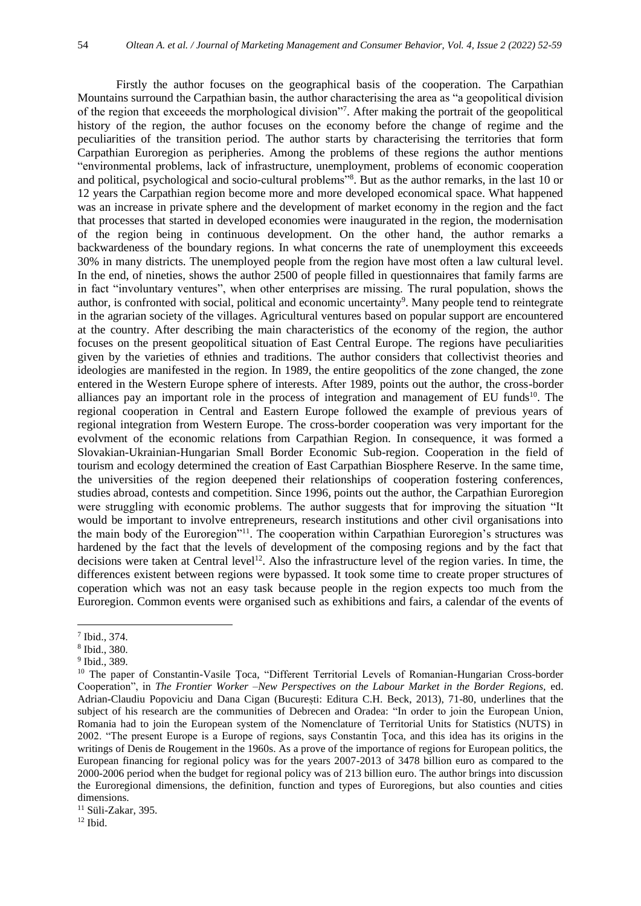Firstly the author focuses on the geographical basis of the cooperation. The Carpathian Mountains surround the Carpathian basin, the author characterising the area as "a geopolitical division of the region that exceeeds the morphological division"[7]. After making the portrait of the geopolitical history of the region, the author focuses on the economy before the change of regime and the peculiarities of the transition period. The author starts by characterising the territories that form Carpathian Euroregion as peripheries. Among the problems of these regions the author mentions "environmental problems, lack of infrastructure, unemployment, problems of economic cooperation and political, psychological and socio-cultural problems"[8]. But as the author remarks, in the last 10 or 12 years the Carpathian region become more and more developed economical space. What happened was an increase in private sphere and the development of market economy in the region and the fact that processes that started in developed economies were inaugurated in the region, the modernisation of the region being in continuous development. On the other hand, the author remarks a backwardeness of the boundary regions. In what concerns the rate of unemployment this exceeeds 30% in many districts. The unemployed people from the region have most often a law cultural level. In the end, of nineties, shows the author 2500 of people filled in questionnaires that family farms are in fact "involuntary ventures", when other enterprises are missing. The rural population, shows the author, is confronted with social, political and economic uncertainty[9]. Many people tend to reintegrate in the agrarian society of the villages. Agricultural ventures based on popular support are encountered at the country. After describing the main characteristics of the economy of the region, the author focuses on the present geopolitical situation of East Central Europe. The regions have peculiarities given by the varieties of ethnies and traditions. The author considers that collectivist theories and ideologies are manifested in the region. In 1989, the entire geopolitics of the zone changed, the zone entered in the Western Europe sphere of interests. After 1989, points out the author, the cross-border alliances pay an important role in the process of integration and management of EU funds[10]. The regional cooperation in Central and Eastern Europe followed the example of previous years of regional integration from Western Europe. The cross-border cooperation was very important for the evolvment of the economic relations from Carpathian Region. In consequence, it was formed a Slovakian-Ukrainian-Hungarian Small Border Economic Sub-region. Cooperation in the field of tourism and ecology determined the creation of East Carpathian Biosphere Reserve. In the same time, the universities of the region deepened their relationships of cooperation fostering conferences, studies abroad, contests and competition. Since 1996, points out the author, the Carpathian Euroregion were struggling with economic problems. The author suggests that for improving the situation "It would be important to involve entrepreneurs, research institutions and other civil organisations into the main body of the Euroregion"[11]. The cooperation within Carpathian Euroregion's structures was hardened by the fact that the levels of development of the composing regions and by the fact that decisions were taken at Central level[12]. Also the infrastructure level of the region varies. In time, the differences existent between regions were bypassed. It took some time to create proper structures of coperation which was not an easy task because people in the region expects too much from the Euroregion. Common events were organised such as exhibitions and fairs, a calendar of the events of

---

[7] Ibid., 374.

[8] Ibid., 380.

[9] Ibid., 389.

[10] The paper of Constantin-Vasile Țoca, "Different Territorial Levels of Romanian-Hungarian Cross-border Cooperation", in *The Frontier Worker –New Perspectives on the Labour Market in the Border Regions,* ed. Adrian-Claudiu Popoviciu and Dana Cigan (București: Editura C.H. Beck, 2013), 71-80, underlines that the subject of his research are the communities of Debrecen and Oradea: "In order to join the European Union, Romania had to join the European system of the Nomenclature of Territorial Units for Statistics (NUTS) in 2002. "The present Europe is a Europe of regions, says Constantin Țoca, and this idea has its origins in the writings of Denis de Rougement in the 1960s. As a prove of the importance of regions for European politics, the European financing for regional policy was for the years 2007-2013 of 3478 billion euro as compared to the 2000-2006 period when the budget for regional policy was of 213 billion euro. The author brings into discussion the Euroregional dimensions, the definition, function and types of Euroregions, but also counties and cities dimensions.

[11] Süli-Zakar, 395.

[12] Ibid.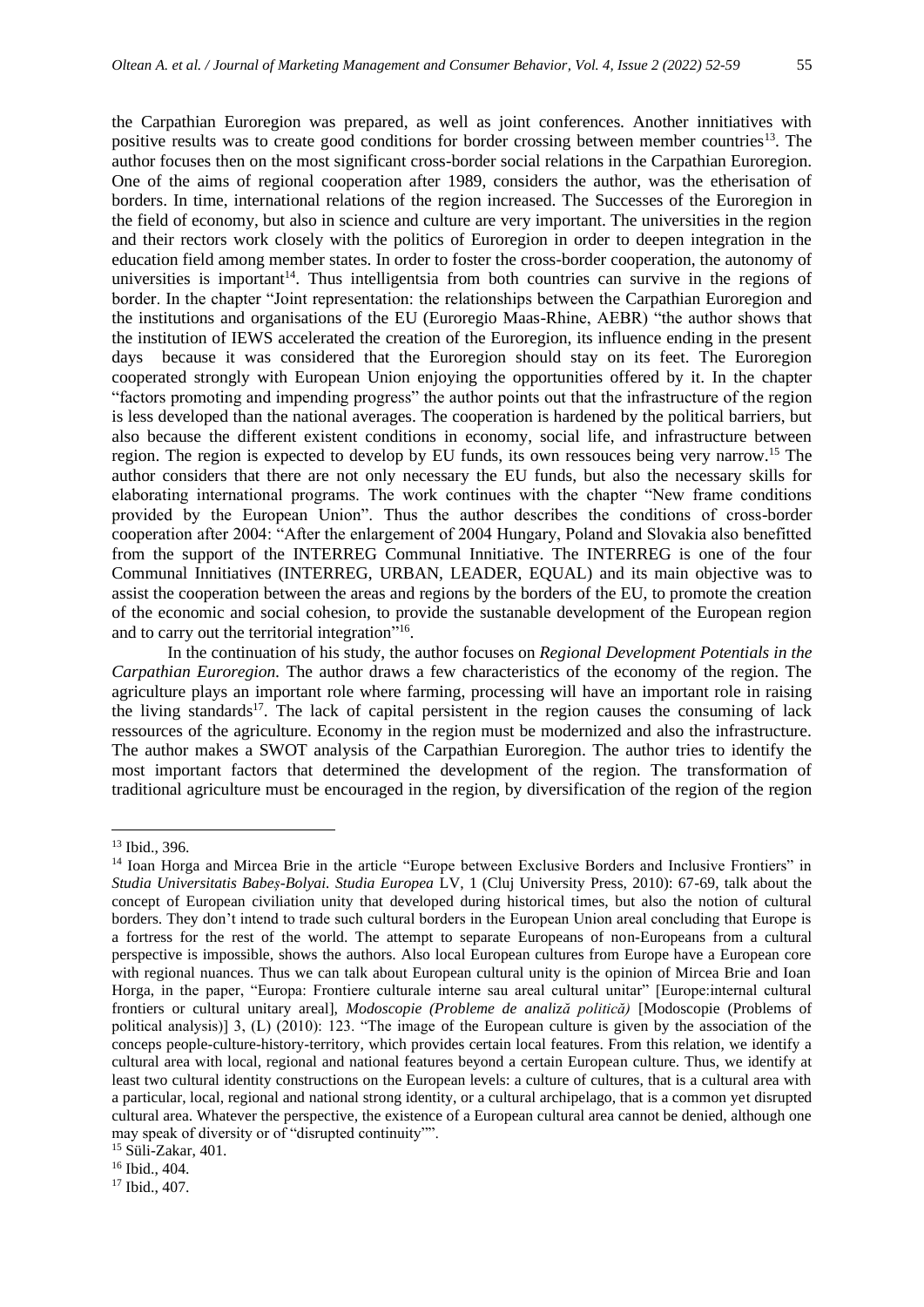the Carpathian Euroregion was prepared, as well as joint conferences. Another innitiatives with positive results was to create good conditions for border crossing between member countries[13]. The author focuses then on the most significant cross-border social relations in the Carpathian Euroregion. One of the aims of regional cooperation after 1989, considers the author, was the etherisation of borders. In time, international relations of the region increased. The Successes of the Euroregion in the field of economy, but also in science and culture are very important. The universities in the region and their rectors work closely with the politics of Euroregion in order to deepen integration in the education field among member states. In order to foster the cross-border cooperation, the autonomy of universities is important[14]. Thus intelligentsia from both countries can survive in the regions of border. In the chapter "Joint representation: the relationships between the Carpathian Euroregion and the institutions and organisations of the EU (Euroregio Maas-Rhine, AEBR) "the author shows that the institution of IEWS accelerated the creation of the Euroregion, its influence ending in the present days because it was considered that the Euroregion should stay on its feet. The Euroregion cooperated strongly with European Union enjoying the opportunities offered by it. In the chapter "factors promoting and impending progress" the author points out that the infrastructure of the region is less developed than the national averages. The cooperation is hardened by the political barriers, but also because the different existent conditions in economy, social life, and infrastructure between region. The region is expected to develop by EU funds, its own ressouces being very narrow.[15] The author considers that there are not only necessary the EU funds, but also the necessary skills for elaborating international programs. The work continues with the chapter "New frame conditions provided by the European Union". Thus the author describes the conditions of cross-border cooperation after 2004: "After the enlargement of 2004 Hungary, Poland and Slovakia also benefitted from the support of the INTERREG Communal Innitiative. The INTERREG is one of the four Communal Innitiatives (INTERREG, URBAN, LEADER, EQUAL) and its main objective was to assist the cooperation between the areas and regions by the borders of the EU, to promote the creation of the economic and social cohesion, to provide the sustanable development of the European region and to carry out the territorial integration"[16].

In the continuation of his study, the author focuses on *Regional Development Potentials in the Carpathian Euroregion.* The author draws a few characteristics of the economy of the region. The agriculture plays an important role where farming, processing will have an important role in raising the living standards[17]. The lack of capital persistent in the region causes the consuming of lack ressources of the agriculture. Economy in the region must be modernized and also the infrastructure. The author makes a SWOT analysis of the Carpathian Euroregion. The author tries to identify the most important factors that determined the development of the region. The transformation of traditional agriculture must be encouraged in the region, by diversification of the region of the region

---

[13] Ibid., 396.

[14] Ioan Horga and Mircea Brie in the article "Europe between Exclusive Borders and Inclusive Frontiers" in *Studia Universitatis Babeș-Bolyai. Studia Europea* LV, 1 (Cluj University Press, 2010): 67-69, talk about the concept of European civiliation unity that developed during historical times, but also the notion of cultural borders. They don't intend to trade such cultural borders in the European Union areal concluding that Europe is a fortress for the rest of the world. The attempt to separate Europeans of non-Europeans from a cultural perspective is impossible, shows the authors. Also local European cultures from Europe have a European core with regional nuances. Thus we can talk about European cultural unity is the opinion of Mircea Brie and Ioan Horga, in the paper, "Europa: Frontiere culturale interne sau areal cultural unitar" [Europe:internal cultural frontiers or cultural unitary areal], *Modoscopie (Probleme de analiză politică)* [Modoscopie (Problems of political analysis)] 3, (L) (2010): 123. "The image of the European culture is given by the association of the conceps people-culture-history-territory, which provides certain local features. From this relation, we identify a cultural area with local, regional and national features beyond a certain European culture. Thus, we identify at least two cultural identity constructions on the European levels: a culture of cultures, that is a cultural area with a particular, local, regional and national strong identity, or a cultural archipelago, that is a common yet disrupted cultural area. Whatever the perspective, the existence of a European cultural area cannot be denied, although one may speak of diversity or of "disrupted continuity"".

[15] Süli-Zakar, 401.

[16] Ibid., 404.

[17] Ibid., 407.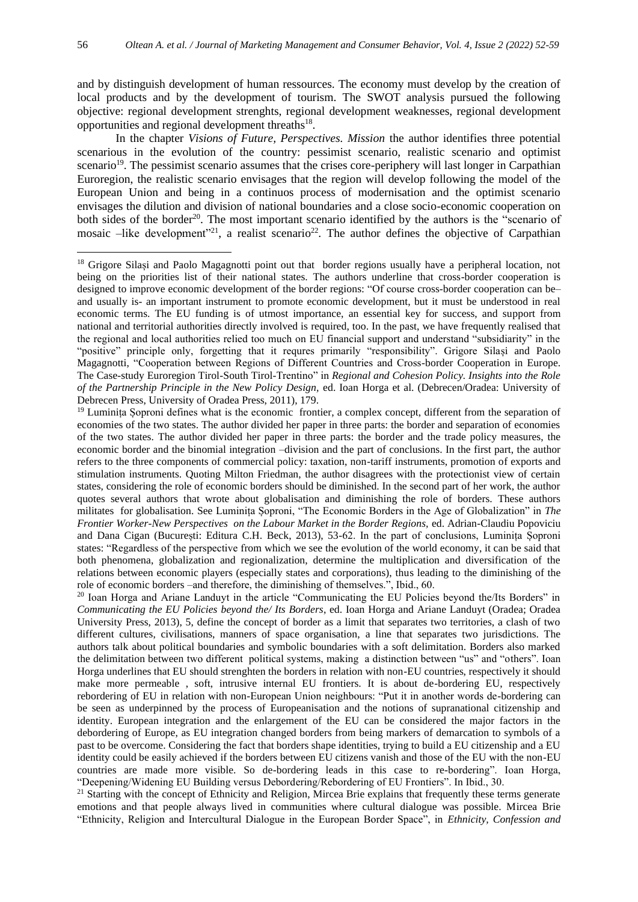and by distinguish development of human ressources. The economy must develop by the creation of local products and by the development of tourism. The SWOT analysis pursued the following objective: regional development strenghts, regional development weaknesses, regional development opportunities and regional development threaths[18].

In the chapter *Visions of Future, Perspectives. Mission* the author identifies three potential scenarious in the evolution of the country: pessimist scenario, realistic scenario and optimist scenario[19]. The pessimist scenario assumes that the crises core-periphery will last longer in Carpathian Euroregion, the realistic scenario envisages that the region will develop following the model of the European Union and being in a continuos process of modernisation and the optimist scenario envisages the dilution and division of national boundaries and a close socio-economic cooperation on both sides of the border[20]. The most important scenario identified by the authors is the "scenario of mosaic –like development"[21], a realist scenario[22]. The author defines the objective of Carpathian

---

[18] Grigore Silași and Paolo Magagnotti point out that border regions usually have a peripheral location, not being on the priorities list of their national states. The authors underline that cross-border cooperation is designed to improve economic development of the border regions: "Of course cross-border cooperation can be– and usually is- an important instrument to promote economic development, but it must be understood in real economic terms. The EU funding is of utmost importance, an essential key for success, and support from national and territorial authorities directly involved is required, too. In the past, we have frequently realised that the regional and local authorities relied too much on EU financial support and understand "subsidiarity" in the "positive" principle only, forgetting that it requres primarily "responsibility". Grigore Silași and Paolo Magagnotti, "Cooperation between Regions of Different Countries and Cross-border Cooperation in Europe. The Case-study Euroregion Tirol-South Tirol-Trentino" in *Regional and Cohesion Policy. Insights into the Role of the Partnership Principle in the New Policy Design,* ed. Ioan Horga et al. (Debrecen/Oradea: University of Debrecen Press, University of Oradea Press, 2011), 179.

[19] Luminița Șoproni defines what is the economic frontier, a complex concept, different from the separation of economies of the two states. The author divided her paper in three parts: the border and separation of economies of the two states. The author divided her paper in three parts: the border and the trade policy measures, the economic border and the binomial integration –division and the part of conclusions. In the first part, the author refers to the three components of commercial policy: taxation, non-tariff instruments, promotion of exports and stimulation instruments. Quoting Milton Friedman, the author disagrees with the protectionist view of certain states, considering the role of economic borders should be diminished. In the second part of her work, the author quotes several authors that wrote about globalisation and diminishing the role of borders. These authors militates for globalisation. See Luminița Șoproni, "The Economic Borders in the Age of Globalization" in *The Frontier Worker-New Perspectives on the Labour Market in the Border Regions,* ed. Adrian-Claudiu Popoviciu and Dana Cigan (București: Editura C.H. Beck, 2013), 53-62. In the part of conclusions, Luminița Șoproni states: "Regardless of the perspective from which we see the evolution of the world economy, it can be said that both phenomena, globalization and regionalization, determine the multiplication and diversification of the relations between economic players (especially states and corporations), thus leading to the diminishing of the role of economic borders –and therefore, the diminishing of themselves.", Ibid., 60.

[20] Ioan Horga and Ariane Landuyt in the article "Communicating the EU Policies beyond the/Its Borders" in *Communicating the EU Policies beyond the/ Its Borders*, ed. Ioan Horga and Ariane Landuyt (Oradea; Oradea University Press, 2013), 5, define the concept of border as a limit that separates two territories, a clash of two different cultures, civilisations, manners of space organisation, a line that separates two jurisdictions. The authors talk about political boundaries and symbolic boundaries with a soft delimitation. Borders also marked the delimitation between two different political systems, making a distinction between "us" and "others". Ioan Horga underlines that EU should strenghten the borders in relation with non-EU countries, respectively it should make more permeable , soft, intrusive internal EU frontiers. It is about de-bordering EU, respectively rebordering of EU in relation with non-European Union neighbours: "Put it in another words de-bordering can be seen as underpinned by the process of Europeanisation and the notions of supranational citizenship and identity. European integration and the enlargement of the EU can be considered the major factors in the debordering of Europe, as EU integration changed borders from being markers of demarcation to symbols of a past to be overcome. Considering the fact that borders shape identities, trying to build a EU citizenship and a EU identity could be easily achieved if the borders between EU citizens vanish and those of the EU with the non-EU countries are made more visible. So de-bordering leads in this case to re-bordering". Ioan Horga, "Deepening/Widening EU Building versus Debordering/Rebordering of EU Frontiers". In Ibid., 30.

[21] Starting with the concept of Ethnicity and Religion, Mircea Brie explains that frequently these terms generate emotions and that people always lived in communities where cultural dialogue was possible. Mircea Brie "Ethnicity, Religion and Intercultural Dialogue in the European Border Space", in *Ethnicity, Confession and*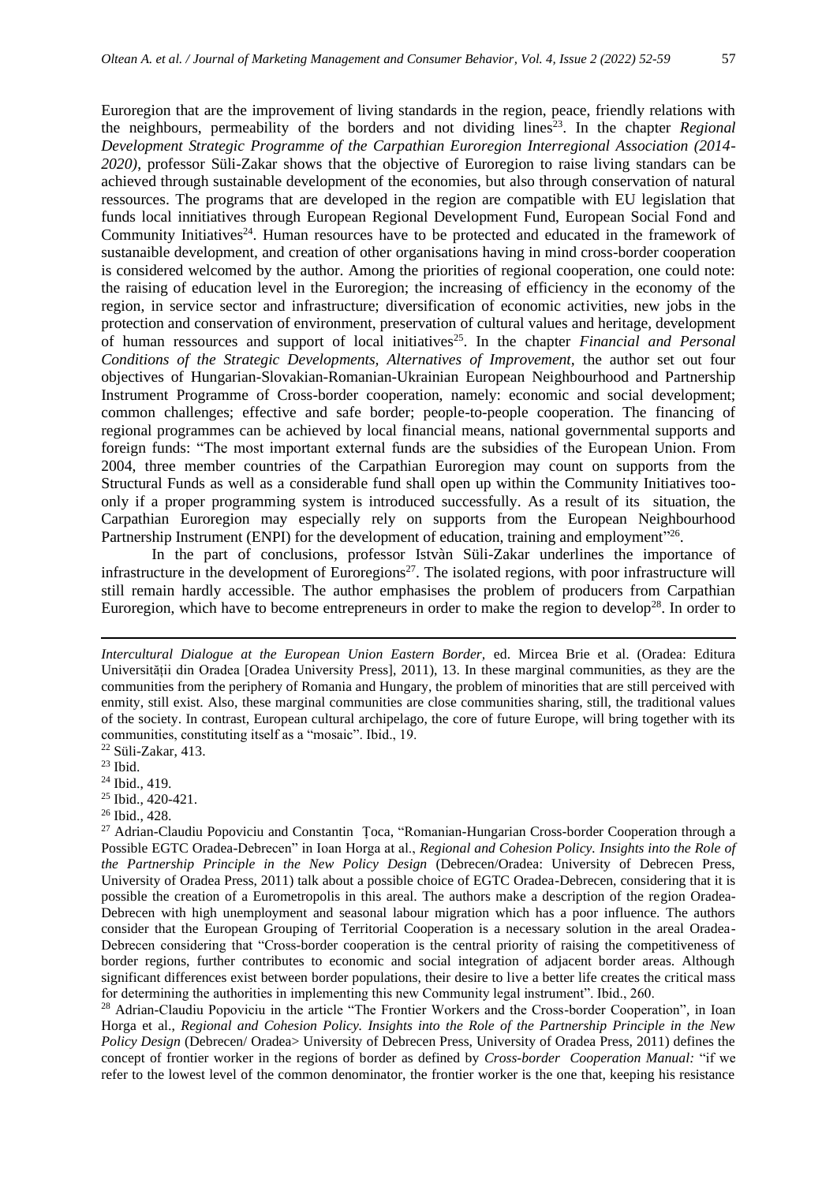Euroregion that are the improvement of living standards in the region, peace, friendly relations with the neighbours, permeability of the borders and not dividing lines[23]. In the chapter *Regional Development Strategic Programme of the Carpathian Euroregion Interregional Association (2014-2020)*, professor Süli-Zakar shows that the objective of Euroregion to raise living standards can be achieved through sustainable development of the economies, but also through conservation of natural ressources. The programs that are developed in the region are compatible with EU legislation that funds local innitiatives through European Regional Development Fund, European Social Fond and Community Initiatives[24]. Human resources have to be protected and educated in the framework of sustanaible development, and creation of other organisations having in mind cross-border cooperation is considered welcomed by the author. Among the priorities of regional cooperation, one could note: the raising of education level in the Euroregion; the increasing of efficiency in the economy of the region, in service sector and infrastructure; diversification of economic activities, new jobs in the protection and conservation of environment, preservation of cultural values and heritage, development of human ressources and support of local initiatives[25]. In the chapter *Financial and Personal Conditions of the Strategic Developments, Alternatives of Improvement*, the author set out four objectives of Hungarian-Slovakian-Romanian-Ukrainian European Neighbourhood and Partnership Instrument Programme of Cross-border cooperation, namely: economic and social development; common challenges; effective and safe border; people-to-people cooperation. The financing of regional programmes can be achieved by local financial means, national governmental supports and foreign funds: "The most important external funds are the subsidies of the European Union. From 2004, three member countries of the Carpathian Euroregion may count on supports from the Structural Funds as well as a considerable fund shall open up within the Community Initiatives too-only if a proper programming system is introduced successfully. As a result of its situation, the Carpathian Euroregion may especially rely on supports from the European Neighbourhood Partnership Instrument (ENPI) for the development of education, training and employment"[26].

In the part of conclusions, professor Istvàn Süli-Zakar underlines the importance of infrastructure in the development of Euroregions[27]. The isolated regions, with poor infrastructure will still remain hardly accessible. The author emphasises the problem of producers from Carpathian Euroregion, which have to become entrepreneurs in order to make the region to develop[28]. In order to

---

*Intercultural Dialogue at the European Union Eastern Border*, ed. Mircea Brie et al. (Oradea: Editura Universității din Oradea [Oradea University Press], 2011), 13. In these marginal communities, as they are the communities from the periphery of Romania and Hungary, the problem of minorities that are still perceived with enmity, still exist. Also, these marginal communities are close communities sharing, still, the traditional values of the society. In contrast, European cultural archipelago, the core of future Europe, will bring together with its communities, constituting itself as a "mosaic". Ibid., 19.

[22] Süli-Zakar, 413.

[23] Ibid.

[24] Ibid., 419.

[25] Ibid., 420-421.

[26] Ibid., 428.

[27] Adrian-Claudiu Popoviciu and Constantin Țoca, "Romanian-Hungarian Cross-border Cooperation through a Possible EGTC Oradea-Debrecen" in Ioan Horga at al., *Regional and Cohesion Policy. Insights into the Role of the Partnership Principle in the New Policy Design* (Debrecen/Oradea: University of Debrecen Press, University of Oradea Press, 2011) talk about a possible choice of EGTC Oradea-Debrecen, considering that it is possible the creation of a Eurometropolis in this areal. The authors make a description of the region Oradea-Debrecen with high unemployment and seasonal labour migration which has a poor influence. The authors consider that the European Grouping of Territorial Cooperation is a necessary solution in the areal Oradea-Debrecen considering that "Cross-border cooperation is the central priority of raising the competitiveness of border regions, further contributes to economic and social integration of adjacent border areas. Although significant differences exist between border populations, their desire to live a better life creates the critical mass for determining the authorities in implementing this new Community legal instrument". Ibid., 260.

[28] Adrian-Claudiu Popoviciu in the article "The Frontier Workers and the Cross-border Cooperation", in Ioan Horga et al., *Regional and Cohesion Policy. Insights into the Role of the Partnership Principle in the New Policy Design* (Debrecen/ Oradea> University of Debrecen Press, University of Oradea Press, 2011) defines the concept of frontier worker in the regions of border as defined by *Cross-border Cooperation Manual:* "if we refer to the lowest level of the common denominator, the frontier worker is the one that, keeping his resistance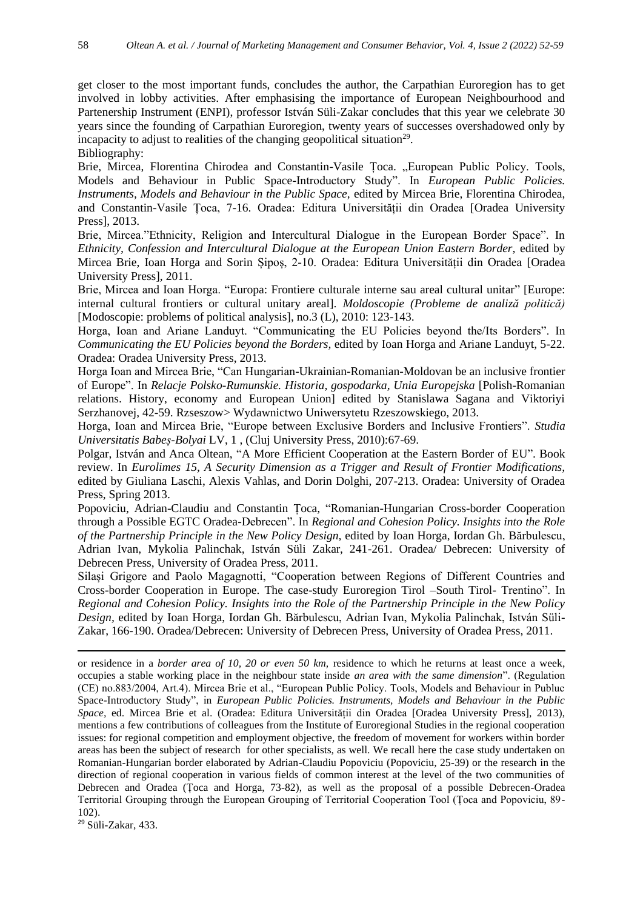get closer to the most important funds, concludes the author, the Carpathian Euroregion has to get involved in lobby activities. After emphasising the importance of European Neighbourhood and Partenership Instrument (ENPI), professor István Süli-Zakar concludes that this year we celebrate 30 years since the founding of Carpathian Euroregion, twenty years of successes overshadowed only by incapacity to adjust to realities of the changing geopolitical situation[29].

Bibliography:

Brie, Mircea, Florentina Chirodea and Constantin-Vasile Țoca. „European Public Policy. Tools, Models and Behaviour in Public Space-Introductory Study". In *European Public Policies. Instruments, Models and Behaviour in the Public Space*, edited by Mircea Brie, Florentina Chirodea, and Constantin-Vasile Țoca, 7-16. Oradea: Editura Universității din Oradea [Oradea University Press], 2013.

Brie, Mircea."Ethnicity, Religion and Intercultural Dialogue in the European Border Space". In *Ethnicity, Confession and Intercultural Dialogue at the European Union Eastern Border*, edited by Mircea Brie, Ioan Horga and Sorin Șipoș, 2-10. Oradea: Editura Universității din Oradea [Oradea University Press], 2011.

Brie, Mircea and Ioan Horga. "Europa: Frontiere culturale interne sau areal cultural unitar" [Europe: internal cultural frontiers or cultural unitary areal]. *Moldoscopie (Probleme de analiză politică)* [Modoscopie: problems of political analysis], no.3 (L), 2010: 123-143.

Horga, Ioan and Ariane Landuyt. "Communicating the EU Policies beyond the/Its Borders". In *Communicating the EU Policies beyond the Borders*, edited by Ioan Horga and Ariane Landuyt, 5-22. Oradea: Oradea University Press, 2013.

Horga Ioan and Mircea Brie, "Can Hungarian-Ukrainian-Romanian-Moldovan be an inclusive frontier of Europe". In *Relacje Polsko-Rumunskie. Historia, gospodarka, Unia Europejska* [Polish-Romanian relations. History, economy and European Union] edited by Stanislawa Sagana and Viktoriyi Serzhanovej, 42-59. Rzseszow> Wydawnictwo Uniwersytetu Rzeszowskiego, 2013.

Horga, Ioan and Mircea Brie, "Europe between Exclusive Borders and Inclusive Frontiers". *Studia Universitatis Babeș-Bolyai* LV, 1 , (Cluj University Press, 2010):67-69.

Polgar, István and Anca Oltean, "A More Efficient Cooperation at the Eastern Border of EU". Book review. In *Eurolimes 15, A Security Dimension as a Trigger and Result of Frontier Modifications,* edited by Giuliana Laschi, Alexis Vahlas, and Dorin Dolghi, 207-213. Oradea: University of Oradea Press, Spring 2013.

Popoviciu, Adrian-Claudiu and Constantin Țoca, "Romanian-Hungarian Cross-border Cooperation through a Possible EGTC Oradea-Debrecen". In *Regional and Cohesion Policy. Insights into the Role of the Partnership Principle in the New Policy Design,* edited by Ioan Horga, Iordan Gh. Bărbulescu, Adrian Ivan, Mykolia Palinchak, István Süli Zakar, 241-261. Oradea/ Debrecen: University of Debrecen Press, University of Oradea Press, 2011.

Silași Grigore and Paolo Magagnotti, "Cooperation between Regions of Different Countries and Cross-border Cooperation in Europe. The case-study Euroregion Tirol –South Tirol- Trentino". In *Regional and Cohesion Policy. Insights into the Role of the Partnership Principle in the New Policy Design*, edited by Ioan Horga, Iordan Gh. Bărbulescu, Adrian Ivan, Mykolia Palinchak, István Süli-Zakar, 166-190. Oradea/Debrecen: University of Debrecen Press, University of Oradea Press, 2011.

---

or residence in a *border area of 10, 20 or even 50 km,* residence to which he returns at least once a week, occupies a stable working place in the neighbour state inside *an area with the same dimension*". (Regulation (CE) no.883/2004, Art.4). Mircea Brie et al., "European Public Policy. Tools, Models and Behaviour in Publuc Space-Introductory Study", in *European Public Policies. Instruments, Models and Behaviour in the Public Space*, ed. Mircea Brie et al. (Oradea: Editura Universității din Oradea [Oradea University Press], 2013), mentions a few contributions of colleagues from the Institute of Euroregional Studies in the regional cooperation issues: for regional competition and employment objective, the freedom of movement for workers within border areas has been the subject of research for other specialists, as well. We recall here the case study undertaken on Romanian-Hungarian border elaborated by Adrian-Claudiu Popoviciu (Popoviciu, 25-39) or the research in the direction of regional cooperation in various fields of common interest at the level of the two communities of Debrecen and Oradea (Țoca and Horga, 73-82), as well as the proposal of a possible Debrecen-Oradea Territorial Grouping through the European Grouping of Territorial Cooperation Tool (Țoca and Popoviciu, 89-102).

[29] Süli-Zakar, 433.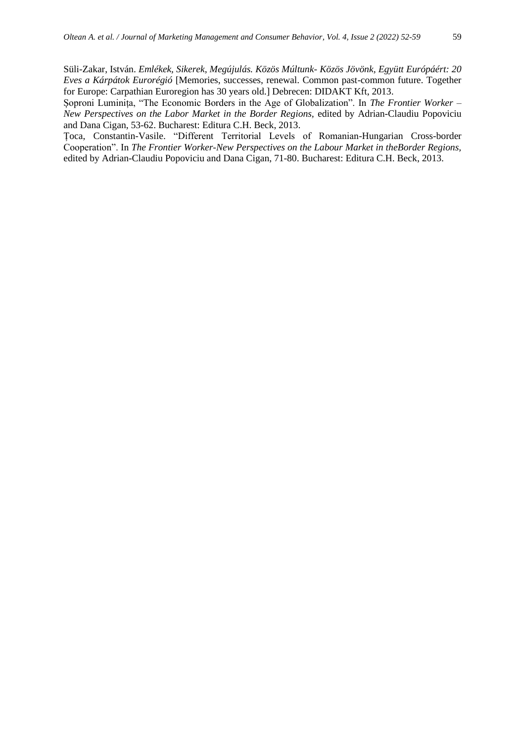Süli-Zakar, István. *Emlékek, Sikerek, Megújulás. Közös Múltunk- Közös Jövönk, Együtt Európáért: 20 Eves a Kárpátok Eurorégió* [Memories, successes, renewal. Common past-common future. Together for Europe: Carpathian Euroregion has 30 years old.] Debrecen: DIDAKT Kft, 2013.

Șoproni Luminița, "The Economic Borders in the Age of Globalization". In *The Frontier Worker – New Perspectives on the Labor Market in the Border Regions*, edited by Adrian-Claudiu Popoviciu and Dana Cigan, 53-62. Bucharest: Editura C.H. Beck, 2013.

Țoca, Constantin-Vasile. "Different Territorial Levels of Romanian-Hungarian Cross-border Cooperation". In *The Frontier Worker-New Perspectives on the Labour Market in theBorder Regions*, edited by Adrian-Claudiu Popoviciu and Dana Cigan, 71-80. Bucharest: Editura C.H. Beck, 2013.